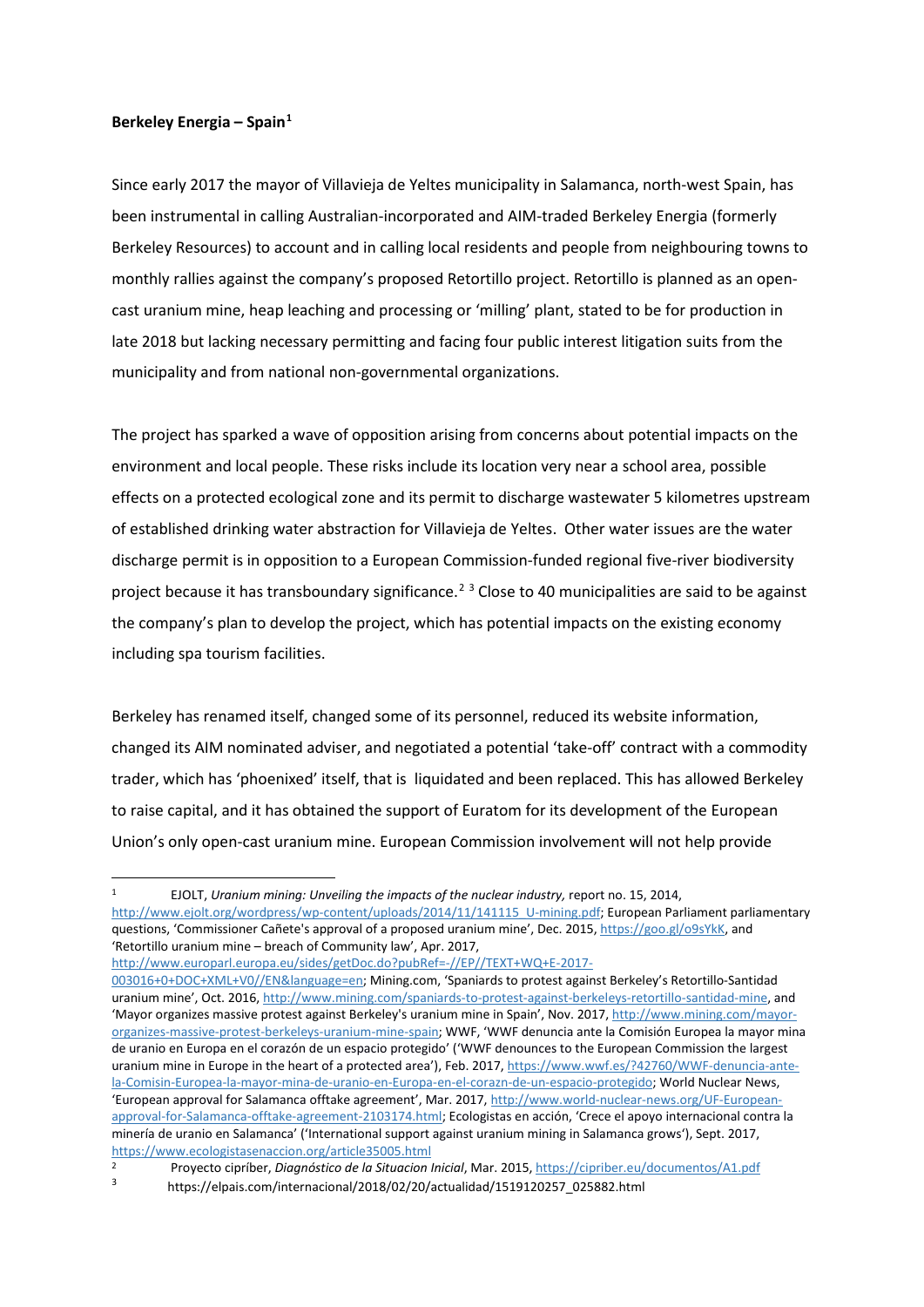**Berkeley Energia – Spain**[1]

Since early 2017 the mayor of Villavieja de Yeltes municipality in Salamanca, north-west Spain, has been instrumental in calling Australian-incorporated and AIM-traded Berkeley Energia (formerly Berkeley Resources) to account and in calling local residents and people from neighbouring towns to monthly rallies against the company's proposed Retortillo project. Retortillo is planned as an open-cast uranium mine, heap leaching and processing or 'milling' plant, stated to be for production in late 2018 but lacking necessary permitting and facing four public interest litigation suits from the municipality and from national non-governmental organizations.

The project has sparked a wave of opposition arising from concerns about potential impacts on the environment and local people. These risks include its location very near a school area, possible effects on a protected ecological zone and its permit to discharge wastewater 5 kilometres upstream of established drinking water abstraction for Villavieja de Yeltes. Other water issues are the water discharge permit is in opposition to a European Commission-funded regional five-river biodiversity project because it has transboundary significance.[2] [3] Close to 40 municipalities are said to be against the company's plan to develop the project, which has potential impacts on the existing economy including spa tourism facilities.

Berkeley has renamed itself, changed some of its personnel, reduced its website information, changed its AIM nominated adviser, and negotiated a potential 'take-off' contract with a commodity trader, which has 'phoenixed' itself, that is liquidated and been replaced. This has allowed Berkeley to raise capital, and it has obtained the support of Euratom for its development of the European Union's only open-cast uranium mine. European Commission involvement will not help provide

---

[1] EJOLT, *Uranium mining: Unveiling the impacts of the nuclear industry,* report no. 15, 2014, http://www.ejolt.org/wordpress/wp-content/uploads/2014/11/141115_U-mining.pdf; European Parliament parliamentary questions, 'Commissioner Cañete's approval of a proposed uranium mine', Dec. 2015, https://goo.gl/o9sYkK, and 'Retortillo uranium mine – breach of Community law', Apr. 2017, http://www.europarl.europa.eu/sides/getDoc.do?pubRef=-//EP//TEXT+WQ+E-2017-003016+0+DOC+XML+V0//EN&language=en; Mining.com, 'Spaniards to protest against Berkeley's Retortillo-Santidad uranium mine', Oct. 2016, http://www.mining.com/spaniards-to-protest-against-berkeleys-retortillo-santidad-mine, and 'Mayor organizes massive protest against Berkeley's uranium mine in Spain', Nov. 2017, http://www.mining.com/mayor-organizes-massive-protest-berkeleys-uranium-mine-spain; WWF, 'WWF denuncia ante la Comisión Europea la mayor mina de uranio en Europa en el corazón de un espacio protegido' ('WWF denounces to the European Commission the largest uranium mine in Europe in the heart of a protected area'), Feb. 2017, https://www.wwf.es/?42760/WWF-denuncia-ante-la-Comisin-Europea-la-mayor-mina-de-uranio-en-Europa-en-el-corazn-de-un-espacio-protegido; World Nuclear News, 'European approval for Salamanca offtake agreement', Mar. 2017, http://www.world-nuclear-news.org/UF-European-approval-for-Salamanca-offtake-agreement-2103174.html; Ecologistas en acción, 'Crece el apoyo internacional contra la minería de uranio en Salamanca' ('International support against uranium mining in Salamanca grows'), Sept. 2017, https://www.ecologistasenaccion.org/article35005.html

[2] Proyecto cipríber, *Diagnóstico de la Situacion Inicial*, Mar. 2015, https://cipriber.eu/documentos/A1.pdf

[3] https://elpais.com/internacional/2018/02/20/actualidad/1519120257_025882.html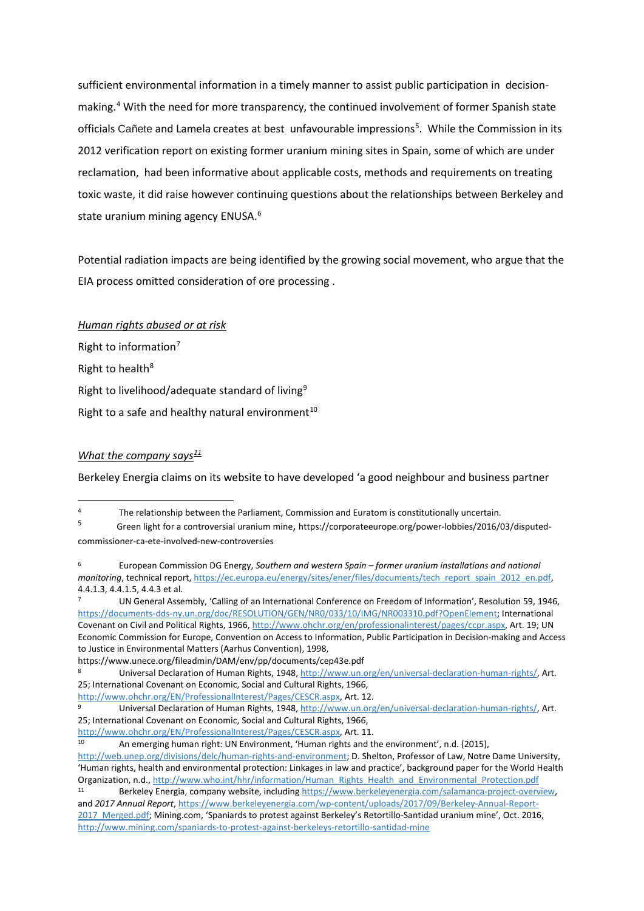sufficient environmental information in a timely manner to assist public participation in decision-making.[4] With the need for more transparency, the continued involvement of former Spanish state officials Cañete and Lamela creates at best unfavourable impressions[5]. While the Commission in its 2012 verification report on existing former uranium mining sites in Spain, some of which are under reclamation, had been informative about applicable costs, methods and requirements on treating toxic waste, it did raise however continuing questions about the relationships between Berkeley and state uranium mining agency ENUSA.[6]

Potential radiation impacts are being identified by the growing social movement, who argue that the EIA process omitted consideration of ore processing .

*Human rights abused or at risk*

Right to information[7]

Right to health[8]

Right to livelihood/adequate standard of living[9]

Right to a safe and healthy natural environment[10]

*What the company says[11]*

Berkeley Energia claims on its website to have developed 'a good neighbour and business partner

---

[4] The relationship between the Parliament, Commission and Euratom is constitutionally uncertain.

[5] Green light for a controversial uranium mine, https://corporateeurope.org/power-lobbies/2016/03/disputed-commissioner-ca-ete-involved-new-controversies

[6] European Commission DG Energy, *Southern and western Spain – former uranium installations and national monitoring*, technical report, https://ec.europa.eu/energy/sites/ener/files/documents/tech_report_spain_2012_en.pdf, 4.4.1.3, 4.4.1.5, 4.4.3 et al.

[7] UN General Assembly, 'Calling of an International Conference on Freedom of Information', Resolution 59, 1946, https://documents-dds-ny.un.org/doc/RESOLUTION/GEN/NR0/033/10/IMG/NR003310.pdf?OpenElement; International Covenant on Civil and Political Rights, 1966, http://www.ohchr.org/en/professionalinterest/pages/ccpr.aspx, Art. 19; UN Economic Commission for Europe, Convention on Access to Information, Public Participation in Decision-making and Access to Justice in Environmental Matters (Aarhus Convention), 1998, https://www.unece.org/fileadmin/DAM/env/pp/documents/cep43e.pdf

[8] Universal Declaration of Human Rights, 1948, http://www.un.org/en/universal-declaration-human-rights/, Art. 25; International Covenant on Economic, Social and Cultural Rights, 1966, http://www.ohchr.org/EN/ProfessionalInterest/Pages/CESCR.aspx, Art. 12.

[9] Universal Declaration of Human Rights, 1948, http://www.un.org/en/universal-declaration-human-rights/, Art. 25; International Covenant on Economic, Social and Cultural Rights, 1966, http://www.ohchr.org/EN/ProfessionalInterest/Pages/CESCR.aspx, Art. 11.

[10] An emerging human right: UN Environment, 'Human rights and the environment', n.d. (2015), http://web.unep.org/divisions/delc/human-rights-and-environment; D. Shelton, Professor of Law, Notre Dame University, 'Human rights, health and environmental protection: Linkages in law and practice', background paper for the World Health Organization, n.d., http://www.who.int/hhr/information/Human_Rights_Health_and_Environmental_Protection.pdf

[11] Berkeley Energia, company website, including https://www.berkeleyenergia.com/salamanca-project-overview, and *2017 Annual Report*, https://www.berkeleyenergia.com/wp-content/uploads/2017/09/Berkeley-Annual-Report-2017_Merged.pdf; Mining.com, 'Spaniards to protest against Berkeley's Retortillo-Santidad uranium mine', Oct. 2016, http://www.mining.com/spaniards-to-protest-against-berkeleys-retortillo-santidad-mine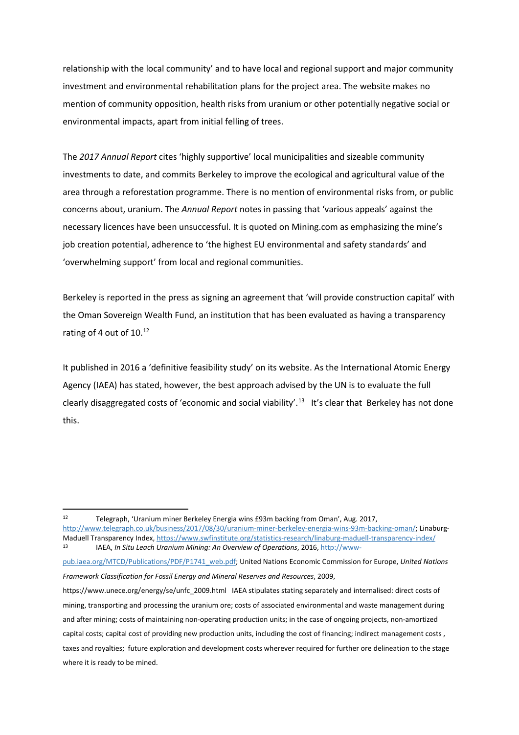relationship with the local community' and to have local and regional support and major community investment and environmental rehabilitation plans for the project area. The website makes no mention of community opposition, health risks from uranium or other potentially negative social or environmental impacts, apart from initial felling of trees.

The *2017 Annual Report* cites 'highly supportive' local municipalities and sizeable community investments to date, and commits Berkeley to improve the ecological and agricultural value of the area through a reforestation programme. There is no mention of environmental risks from, or public concerns about, uranium. The *Annual Report* notes in passing that 'various appeals' against the necessary licences have been unsuccessful. It is quoted on Mining.com as emphasizing the mine's job creation potential, adherence to 'the highest EU environmental and safety standards' and 'overwhelming support' from local and regional communities.

Berkeley is reported in the press as signing an agreement that 'will provide construction capital' with the Oman Sovereign Wealth Fund, an institution that has been evaluated as having a transparency rating of 4 out of 10.[12]

It published in 2016 a 'definitive feasibility study' on its website. As the International Atomic Energy Agency (IAEA) has stated, however, the best approach advised by the UN is to evaluate the full clearly disaggregated costs of 'economic and social viability'.[13] It's clear that Berkeley has not done this.

---

[12] Telegraph, 'Uranium miner Berkeley Energia wins £93m backing from Oman', Aug. 2017, http://www.telegraph.co.uk/business/2017/08/30/uranium-miner-berkeley-energia-wins-93m-backing-oman/; Linaburg-Maduell Transparency Index, https://www.swfinstitute.org/statistics-research/linaburg-maduell-transparency-index/

[13] IAEA, *In Situ Leach Uranium Mining: An Overview of Operations*, 2016, http://www-pub.iaea.org/MTCD/Publications/PDF/P1741_web.pdf; United Nations Economic Commission for Europe, *United Nations Framework Classification for Fossil Energy and Mineral Reserves and Resources*, 2009, https://www.unece.org/energy/se/unfc_2009.html IAEA stipulates stating separately and internalised: direct costs of mining, transporting and processing the uranium ore; costs of associated environmental and waste management during and after mining; costs of maintaining non-operating production units; in the case of ongoing projects, non-amortized capital costs; capital cost of providing new production units, including the cost of financing; indirect management costs , taxes and royalties; future exploration and development costs wherever required for further ore delineation to the stage where it is ready to be mined.